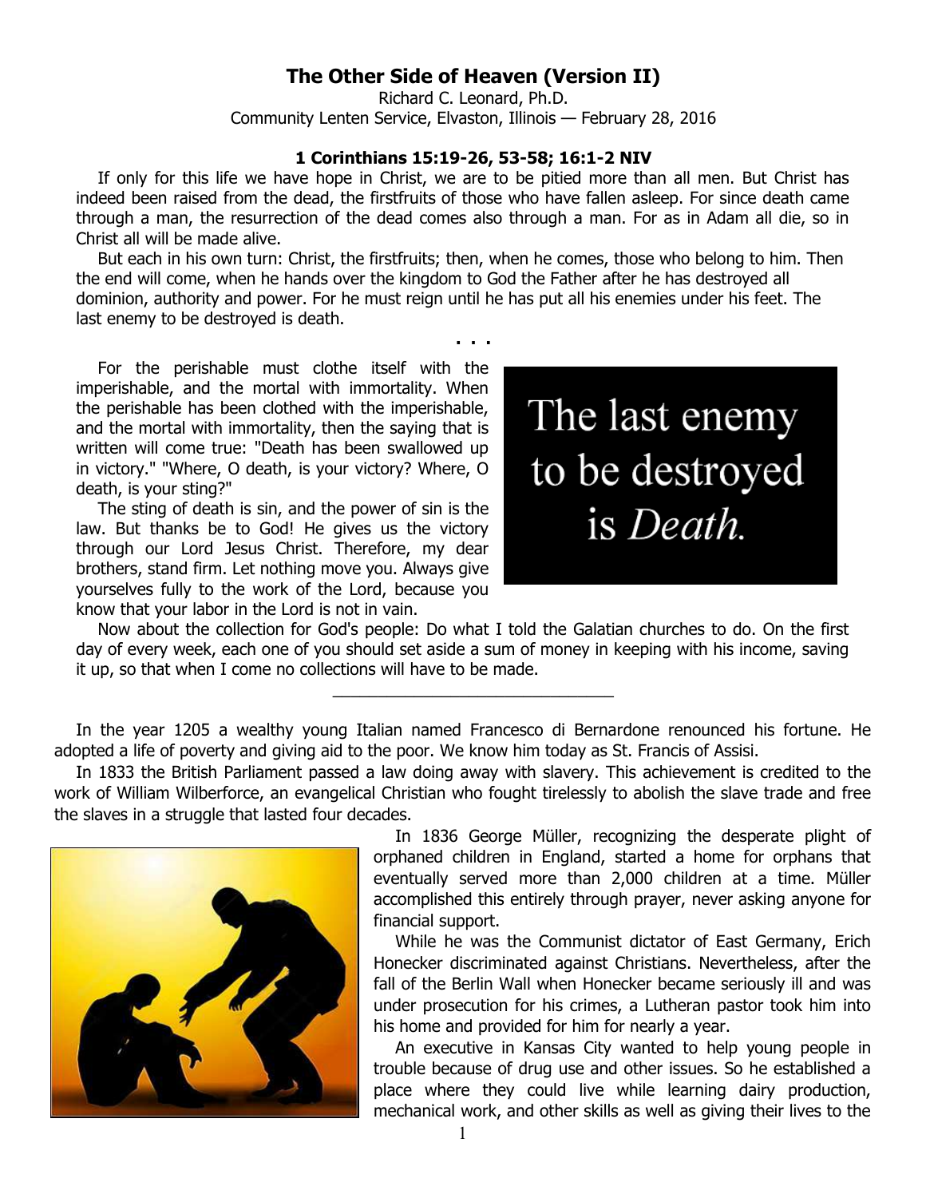# The Other Side of Heaven (Version II)

Richard C. Leonard, Ph.D.
Community Lenten Service, Elvaston, Illinois — February 28, 2016

**1 Corinthians 15:19-26, 53-58; 16:1-2 NIV**

If only for this life we have hope in Christ, we are to be pitied more than all men. But Christ has indeed been raised from the dead, the firstfruits of those who have fallen asleep. For since death came through a man, the resurrection of the dead comes also through a man. For as in Adam all die, so in Christ all will be made alive.

But each in his own turn: Christ, the firstfruits; then, when he comes, those who belong to him. Then the end will come, when he hands over the kingdom to God the Father after he has destroyed all dominion, authority and power. For he must reign until he has put all his enemies under his feet. The last enemy to be destroyed is death.

. . .

For the perishable must clothe itself with the imperishable, and the mortal with immortality. When the perishable has been clothed with the imperishable, and the mortal with immortality, then the saying that is written will come true: "Death has been swallowed up in victory." "Where, O death, is your victory? Where, O death, is your sting?"

The last enemy to be destroyed is *Death.*

The sting of death is sin, and the power of sin is the law. But thanks be to God! He gives us the victory through our Lord Jesus Christ. Therefore, my dear brothers, stand firm. Let nothing move you. Always give yourselves fully to the work of the Lord, because you know that your labor in the Lord is not in vain.

Now about the collection for God's people: Do what I told the Galatian churches to do. On the first day of every week, each one of you should set aside a sum of money in keeping with his income, saving it up, so that when I come no collections will have to be made.

---

In the year 1205 a wealthy young Italian named Francesco di Bernardone renounced his fortune. He adopted a life of poverty and giving aid to the poor. We know him today as St. Francis of Assisi.

In 1833 the British Parliament passed a law doing away with slavery. This achievement is credited to the work of William Wilberforce, an evangelical Christian who fought tirelessly to abolish the slave trade and free the slaves in a struggle that lasted four decades.

In 1836 George Müller, recognizing the desperate plight of orphaned children in England, started a home for orphans that eventually served more than 2,000 children at a time. Müller accomplished this entirely through prayer, never asking anyone for financial support.

While he was the Communist dictator of East Germany, Erich Honecker discriminated against Christians. Nevertheless, after the fall of the Berlin Wall when Honecker became seriously ill and was under prosecution for his crimes, a Lutheran pastor took him into his home and provided for him for nearly a year.

An executive in Kansas City wanted to help young people in trouble because of drug use and other issues. So he established a place where they could live while learning dairy production, mechanical work, and other skills as well as giving their lives to the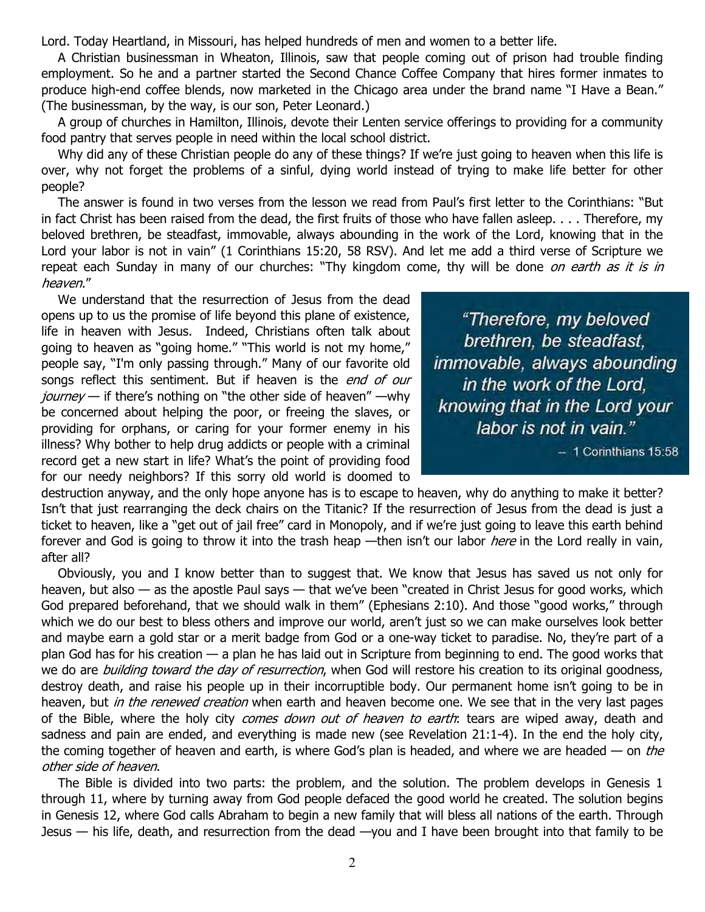Lord. Today Heartland, in Missouri, has helped hundreds of men and women to a better life.

A Christian businessman in Wheaton, Illinois, saw that people coming out of prison had trouble finding employment. So he and a partner started the Second Chance Coffee Company that hires former inmates to produce high-end coffee blends, now marketed in the Chicago area under the brand name "I Have a Bean." (The businessman, by the way, is our son, Peter Leonard.)

A group of churches in Hamilton, Illinois, devote their Lenten service offerings to providing for a community food pantry that serves people in need within the local school district.

Why did any of these Christian people do any of these things? If we're just going to heaven when this life is over, why not forget the problems of a sinful, dying world instead of trying to make life better for other people?

The answer is found in two verses from the lesson we read from Paul's first letter to the Corinthians: "But in fact Christ has been raised from the dead, the first fruits of those who have fallen asleep. . . . Therefore, my beloved brethren, be steadfast, immovable, always abounding in the work of the Lord, knowing that in the Lord your labor is not in vain" (1 Corinthians 15:20, 58 RSV). And let me add a third verse of Scripture we repeat each Sunday in many of our churches: "Thy kingdom come, thy will be done *on earth as it is in heaven*."

> "Therefore, my beloved brethren, be steadfast, immovable, always abounding in the work of the Lord, knowing that in the Lord your labor is not in vain."
>
> – 1 Corinthians 15:58

We understand that the resurrection of Jesus from the dead opens up to us the promise of life beyond this plane of existence, life in heaven with Jesus. Indeed, Christians often talk about going to heaven as "going home." "This world is not my home," people say, "I'm only passing through." Many of our favorite old songs reflect this sentiment. But if heaven is the *end of our journey* — if there's nothing on "the other side of heaven" —why be concerned about helping the poor, or freeing the slaves, or providing for orphans, or caring for your former enemy in his illness? Why bother to help drug addicts or people with a criminal record get a new start in life? What's the point of providing food for our needy neighbors? If this sorry old world is doomed to destruction anyway, and the only hope anyone has is to escape to heaven, why do anything to make it better? Isn't that just rearranging the deck chairs on the Titanic? If the resurrection of Jesus from the dead is just a ticket to heaven, like a "get out of jail free" card in Monopoly, and if we're just going to leave this earth behind forever and God is going to throw it into the trash heap —then isn't our labor *here* in the Lord really in vain, after all?

Obviously, you and I know better than to suggest that. We know that Jesus has saved us not only for heaven, but also — as the apostle Paul says — that we've been "created in Christ Jesus for good works, which God prepared beforehand, that we should walk in them" (Ephesians 2:10). And those "good works," through which we do our best to bless others and improve our world, aren't just so we can make ourselves look better and maybe earn a gold star or a merit badge from God or a one-way ticket to paradise. No, they're part of a plan God has for his creation — a plan he has laid out in Scripture from beginning to end. The good works that we do are *building toward the day of resurrection*, when God will restore his creation to its original goodness, destroy death, and raise his people up in their incorruptible body. Our permanent home isn't going to be in heaven, but *in the renewed creation* when earth and heaven become one. We see that in the very last pages of the Bible, where the holy city *comes down out of heaven to earth*: tears are wiped away, death and sadness and pain are ended, and everything is made new (see Revelation 21:1-4). In the end the holy city, the coming together of heaven and earth, is where God's plan is headed, and where we are headed — on *the other side of heaven*.

The Bible is divided into two parts: the problem, and the solution. The problem develops in Genesis 1 through 11, where by turning away from God people defaced the good world he created. The solution begins in Genesis 12, where God calls Abraham to begin a new family that will bless all nations of the earth. Through Jesus — his life, death, and resurrection from the dead —you and I have been brought into that family to be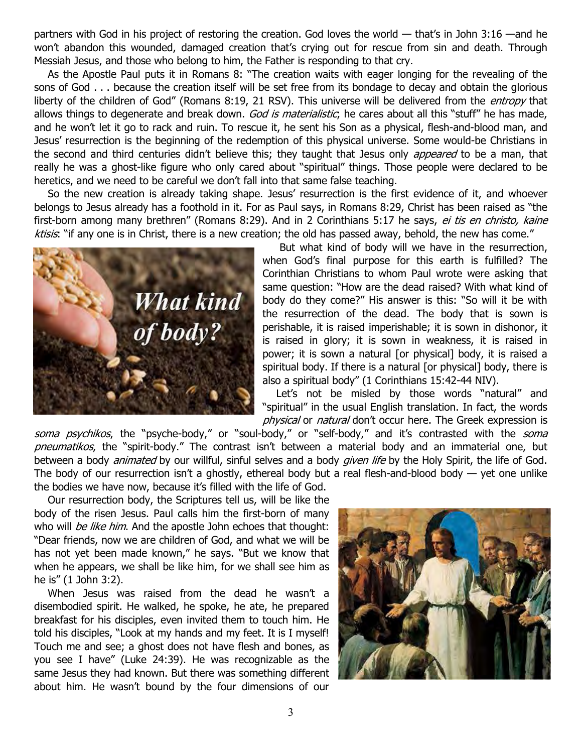partners with God in his project of restoring the creation. God loves the world — that's in John 3:16 —and he won't abandon this wounded, damaged creation that's crying out for rescue from sin and death. Through Messiah Jesus, and those who belong to him, the Father is responding to that cry.

As the Apostle Paul puts it in Romans 8: "The creation waits with eager longing for the revealing of the sons of God . . . because the creation itself will be set free from its bondage to decay and obtain the glorious liberty of the children of God" (Romans 8:19, 21 RSV). This universe will be delivered from the *entropy* that allows things to degenerate and break down. *God is materialistic*; he cares about all this "stuff" he has made, and he won't let it go to rack and ruin. To rescue it, he sent his Son as a physical, flesh-and-blood man, and Jesus' resurrection is the beginning of the redemption of this physical universe. Some would-be Christians in the second and third centuries didn't believe this; they taught that Jesus only *appeared* to be a man, that really he was a ghost-like figure who only cared about "spiritual" things. Those people were declared to be heretics, and we need to be careful we don't fall into that same false teaching.

So the new creation is already taking shape. Jesus' resurrection is the first evidence of it, and whoever belongs to Jesus already has a foothold in it. For as Paul says, in Romans 8:29, Christ has been raised as "the first-born among many brethren" (Romans 8:29). And in 2 Corinthians 5:17 he says, *ei tis en christo, kaine ktisis*: "if any one is in Christ, there is a new creation; the old has passed away, behold, the new has come."

But what kind of body will we have in the resurrection, when God's final purpose for this earth is fulfilled? The Corinthian Christians to whom Paul wrote were asking that same question: "How are the dead raised? With what kind of body do they come?" His answer is this: "So will it be with the resurrection of the dead. The body that is sown is perishable, it is raised imperishable; it is sown in dishonor, it is raised in glory; it is sown in weakness, it is raised in power; it is sown a natural [or physical] body, it is raised a spiritual body. If there is a natural [or physical] body, there is also a spiritual body" (1 Corinthians 15:42-44 NIV).

Let's not be misled by those words "natural" and "spiritual" in the usual English translation. In fact, the words *physical* or *natural* don't occur here. The Greek expression is *soma psychikos*, the "psyche-body," or "soul-body," or "self-body," and it's contrasted with the *soma pneumatikos*, the "spirit-body." The contrast isn't between a material body and an immaterial one, but between a body *animated* by our willful, sinful selves and a body *given life* by the Holy Spirit, the life of God. The body of our resurrection isn't a ghostly, ethereal body but a real flesh-and-blood body — yet one unlike the bodies we have now, because it's filled with the life of God.

Our resurrection body, the Scriptures tell us, will be like the body of the risen Jesus. Paul calls him the first-born of many who will *be like him*. And the apostle John echoes that thought: "Dear friends, now we are children of God, and what we will be has not yet been made known," he says. "But we know that when he appears, we shall be like him, for we shall see him as he is" (1 John 3:2).

When Jesus was raised from the dead he wasn't a disembodied spirit. He walked, he spoke, he ate, he prepared breakfast for his disciples, even invited them to touch him. He told his disciples, "Look at my hands and my feet. It is I myself! Touch me and see; a ghost does not have flesh and bones, as you see I have" (Luke 24:39). He was recognizable as the same Jesus they had known. But there was something different about him. He wasn't bound by the four dimensions of our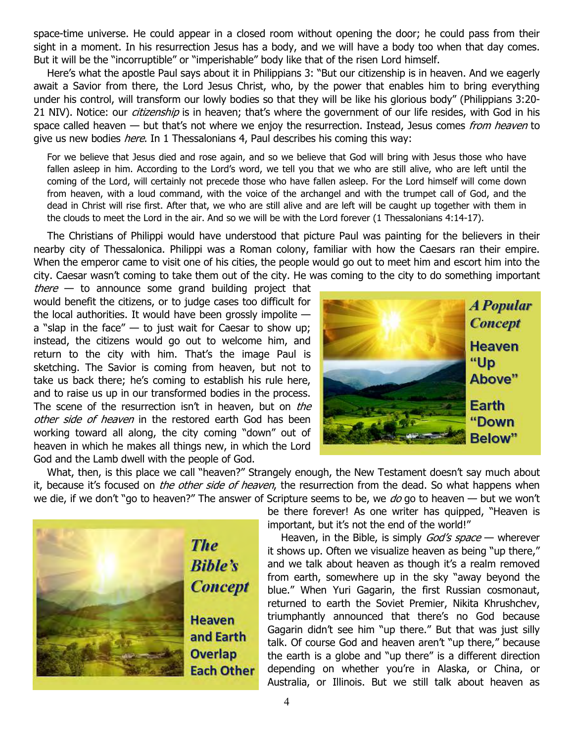space-time universe. He could appear in a closed room without opening the door; he could pass from their sight in a moment. In his resurrection Jesus has a body, and we will have a body too when that day comes. But it will be the "incorruptible" or "imperishable" body like that of the risen Lord himself.

Here's what the apostle Paul says about it in Philippians 3: "But our citizenship is in heaven. And we eagerly await a Savior from there, the Lord Jesus Christ, who, by the power that enables him to bring everything under his control, will transform our lowly bodies so that they will be like his glorious body" (Philippians 3:20-21 NIV). Notice: our *citizenship* is in heaven; that's where the government of our life resides, with God in his space called heaven — but that's not where we enjoy the resurrection. Instead, Jesus comes *from heaven* to give us new bodies *here*. In 1 Thessalonians 4, Paul describes his coming this way:

> For we believe that Jesus died and rose again, and so we believe that God will bring with Jesus those who have fallen asleep in him. According to the Lord's word, we tell you that we who are still alive, who are left until the coming of the Lord, will certainly not precede those who have fallen asleep. For the Lord himself will come down from heaven, with a loud command, with the voice of the archangel and with the trumpet call of God, and the dead in Christ will rise first. After that, we who are still alive and are left will be caught up together with them in the clouds to meet the Lord in the air. And so we will be with the Lord forever (1 Thessalonians 4:14-17).

The Christians of Philippi would have understood that picture Paul was painting for the believers in their nearby city of Thessalonica. Philippi was a Roman colony, familiar with how the Caesars ran their empire. When the emperor came to visit one of his cities, the people would go out to meet him and escort him into the city. Caesar wasn't coming to take them out of the city. He was coming to the city to do something important *there* — to announce some grand building project that would benefit the citizens, or to judge cases too difficult for the local authorities. It would have been grossly impolite — a "slap in the face" — to just wait for Caesar to show up; instead, the citizens would go out to welcome him, and return to the city with him. That's the image Paul is sketching. The Savior is coming from heaven, but not to take us back there; he's coming to establish his rule here, and to raise us up in our transformed bodies in the process. The scene of the resurrection isn't in heaven, but on *the other side of heaven* in the restored earth God has been working toward all along, the city coming "down" out of heaven in which he makes all things new, in which the Lord God and the Lamb dwell with the people of God.

***A Popular Concept***
**Heaven "Up Above"**
**Earth "Down Below"**

What, then, is this place we call "heaven?" Strangely enough, the New Testament doesn't say much about it, because it's focused on *the other side of heaven*, the resurrection from the dead. So what happens when we die, if we don't "go to heaven?" The answer of Scripture seems to be, we *do* go to heaven — but we won't be there forever! As one writer has quipped, "Heaven is important, but it's not the end of the world!"

***The Bible's Concept***
**Heaven and Earth Overlap Each Other**

Heaven, in the Bible, is simply *God's space* — wherever it shows up. Often we visualize heaven as being "up there," and we talk about heaven as though it's a realm removed from earth, somewhere up in the sky "away beyond the blue." When Yuri Gagarin, the first Russian cosmonaut, returned to earth the Soviet Premier, Nikita Khrushchev, triumphantly announced that there's no God because Gagarin didn't see him "up there." But that was just silly talk. Of course God and heaven aren't "up there," because the earth is a globe and "up there" is a different direction depending on whether you're in Alaska, or China, or Australia, or Illinois. But we still talk about heaven as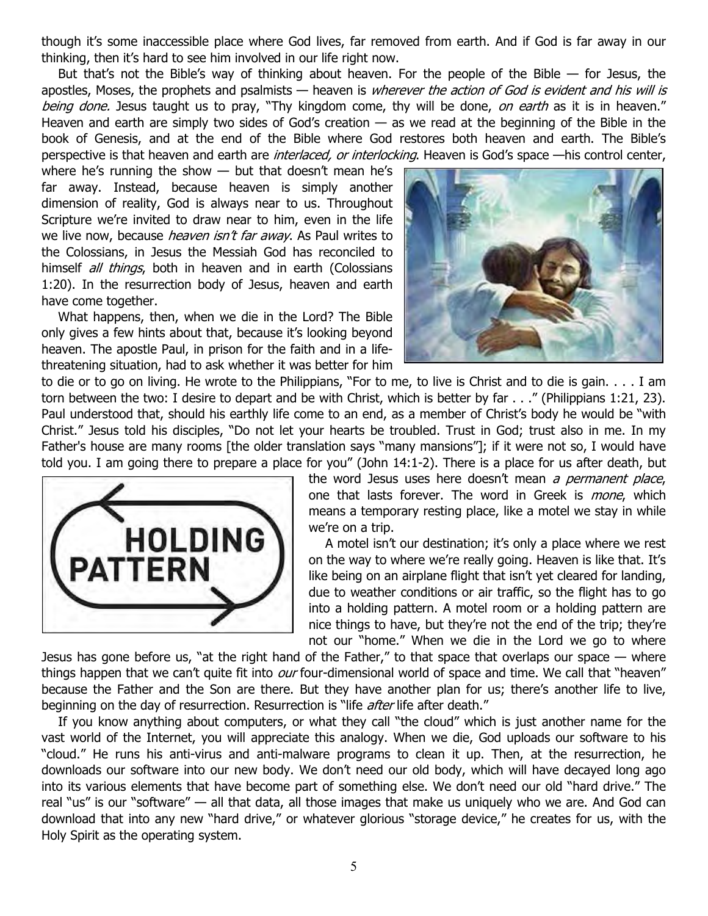though it's some inaccessible place where God lives, far removed from earth. And if God is far away in our thinking, then it's hard to see him involved in our life right now.

But that's not the Bible's way of thinking about heaven. For the people of the Bible — for Jesus, the apostles, Moses, the prophets and psalmists — heaven is *wherever the action of God is evident and his will is being done.* Jesus taught us to pray, "Thy kingdom come, thy will be done, *on earth* as it is in heaven." Heaven and earth are simply two sides of God's creation — as we read at the beginning of the Bible in the book of Genesis, and at the end of the Bible where God restores both heaven and earth. The Bible's perspective is that heaven and earth are *interlaced, or interlocking*. Heaven is God's space —his control center, where he's running the show — but that doesn't mean he's far away. Instead, because heaven is simply another dimension of reality, God is always near to us. Throughout Scripture we're invited to draw near to him, even in the life we live now, because *heaven isn't far away*. As Paul writes to the Colossians, in Jesus the Messiah God has reconciled to himself *all things*, both in heaven and in earth (Colossians 1:20). In the resurrection body of Jesus, heaven and earth have come together.

What happens, then, when we die in the Lord? The Bible only gives a few hints about that, because it's looking beyond heaven. The apostle Paul, in prison for the faith and in a life-threatening situation, had to ask whether it was better for him to die or to go on living. He wrote to the Philippians, "For to me, to live is Christ and to die is gain. . . . I am torn between the two: I desire to depart and be with Christ, which is better by far . . ." (Philippians 1:21, 23). Paul understood that, should his earthly life come to an end, as a member of Christ's body he would be "with Christ." Jesus told his disciples, "Do not let your hearts be troubled. Trust in God; trust also in me. In my Father's house are many rooms [the older translation says "many mansions"]; if it were not so, I would have told you. I am going there to prepare a place for you" (John 14:1-2). There is a place for us after death, but the word Jesus uses here doesn't mean *a permanent place*, one that lasts forever. The word in Greek is *mone*, which means a temporary resting place, like a motel we stay in while we're on a trip.

A motel isn't our destination; it's only a place where we rest on the way to where we're really going. Heaven is like that. It's like being on an airplane flight that isn't yet cleared for landing, due to weather conditions or air traffic, so the flight has to go into a holding pattern. A motel room or a holding pattern are nice things to have, but they're not the end of the trip; they're not our "home." When we die in the Lord we go to where Jesus has gone before us, "at the right hand of the Father," to that space that overlaps our space — where things happen that we can't quite fit into *our* four-dimensional world of space and time. We call that "heaven" because the Father and the Son are there. But they have another plan for us; there's another life to live, beginning on the day of resurrection. Resurrection is "life *after* life after death."

If you know anything about computers, or what they call "the cloud" which is just another name for the vast world of the Internet, you will appreciate this analogy. When we die, God uploads our software to his "cloud." He runs his anti-virus and anti-malware programs to clean it up. Then, at the resurrection, he downloads our software into our new body. We don't need our old body, which will have decayed long ago into its various elements that have become part of something else. We don't need our old "hard drive." The real "us" is our "software" — all that data, all those images that make us uniquely who we are. And God can download that into any new "hard drive," or whatever glorious "storage device," he creates for us, with the Holy Spirit as the operating system.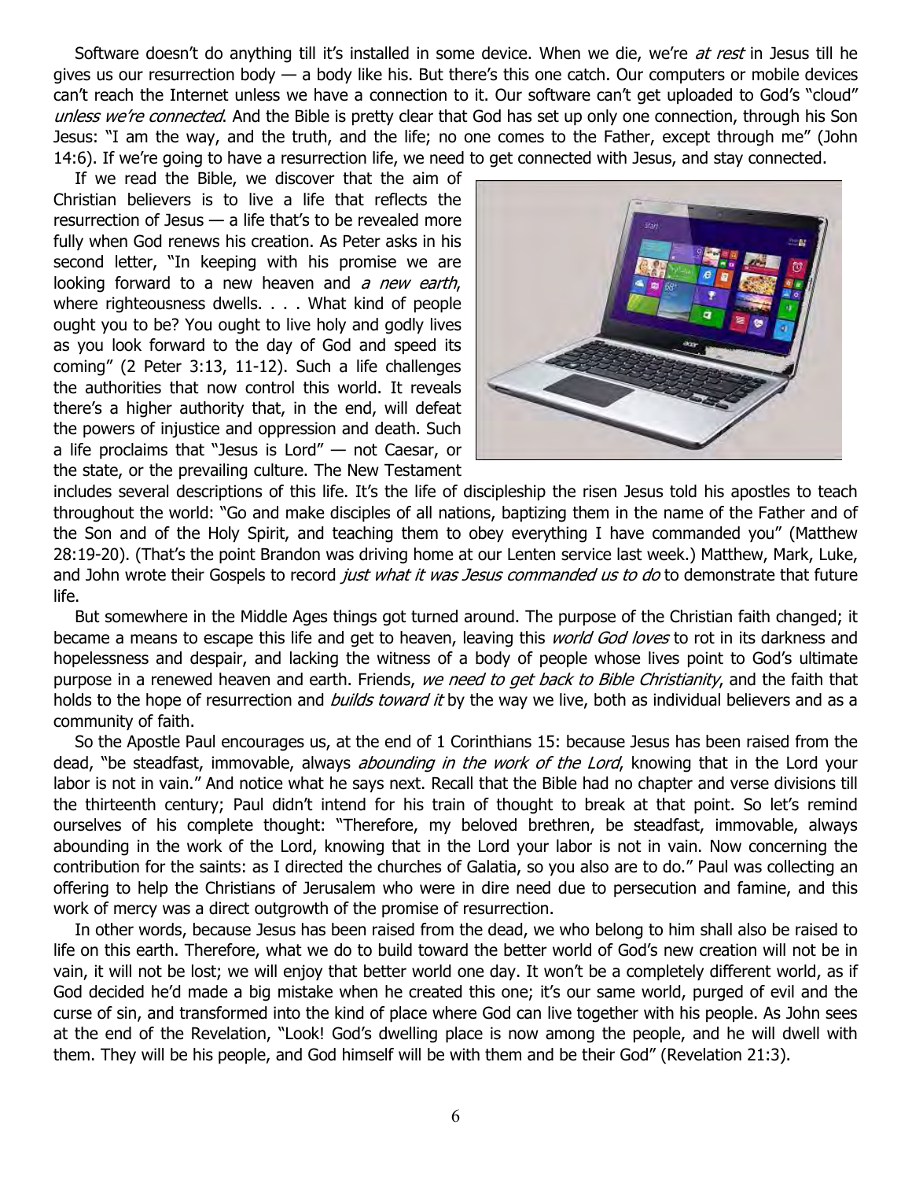Software doesn't do anything till it's installed in some device. When we die, we're *at rest* in Jesus till he gives us our resurrection body — a body like his. But there's this one catch. Our computers or mobile devices can't reach the Internet unless we have a connection to it. Our software can't get uploaded to God's "cloud" *unless we're connected*. And the Bible is pretty clear that God has set up only one connection, through his Son Jesus: "I am the way, and the truth, and the life; no one comes to the Father, except through me" (John 14:6). If we're going to have a resurrection life, we need to get connected with Jesus, and stay connected.

If we read the Bible, we discover that the aim of Christian believers is to live a life that reflects the resurrection of Jesus — a life that's to be revealed more fully when God renews his creation. As Peter asks in his second letter, "In keeping with his promise we are looking forward to a new heaven and *a new earth*, where righteousness dwells. . . . What kind of people ought you to be? You ought to live holy and godly lives as you look forward to the day of God and speed its coming" (2 Peter 3:13, 11-12). Such a life challenges the authorities that now control this world. It reveals there's a higher authority that, in the end, will defeat the powers of injustice and oppression and death. Such a life proclaims that "Jesus is Lord" — not Caesar, or the state, or the prevailing culture. The New Testament includes several descriptions of this life. It's the life of discipleship the risen Jesus told his apostles to teach throughout the world: "Go and make disciples of all nations, baptizing them in the name of the Father and of the Son and of the Holy Spirit, and teaching them to obey everything I have commanded you" (Matthew 28:19-20). (That's the point Brandon was driving home at our Lenten service last week.) Matthew, Mark, Luke, and John wrote their Gospels to record *just what it was Jesus commanded us to do* to demonstrate that future life.

But somewhere in the Middle Ages things got turned around. The purpose of the Christian faith changed; it became a means to escape this life and get to heaven, leaving this *world God loves* to rot in its darkness and hopelessness and despair, and lacking the witness of a body of people whose lives point to God's ultimate purpose in a renewed heaven and earth. Friends, *we need to get back to Bible Christianity*, and the faith that holds to the hope of resurrection and *builds toward it* by the way we live, both as individual believers and as a community of faith.

So the Apostle Paul encourages us, at the end of 1 Corinthians 15: because Jesus has been raised from the dead, "be steadfast, immovable, always *abounding in the work of the Lord*, knowing that in the Lord your labor is not in vain." And notice what he says next. Recall that the Bible had no chapter and verse divisions till the thirteenth century; Paul didn't intend for his train of thought to break at that point. So let's remind ourselves of his complete thought: "Therefore, my beloved brethren, be steadfast, immovable, always abounding in the work of the Lord, knowing that in the Lord your labor is not in vain. Now concerning the contribution for the saints: as I directed the churches of Galatia, so you also are to do." Paul was collecting an offering to help the Christians of Jerusalem who were in dire need due to persecution and famine, and this work of mercy was a direct outgrowth of the promise of resurrection.

In other words, because Jesus has been raised from the dead, we who belong to him shall also be raised to life on this earth. Therefore, what we do to build toward the better world of God's new creation will not be in vain, it will not be lost; we will enjoy that better world one day. It won't be a completely different world, as if God decided he'd made a big mistake when he created this one; it's our same world, purged of evil and the curse of sin, and transformed into the kind of place where God can live together with his people. As John sees at the end of the Revelation, "Look! God's dwelling place is now among the people, and he will dwell with them. They will be his people, and God himself will be with them and be their God" (Revelation 21:3).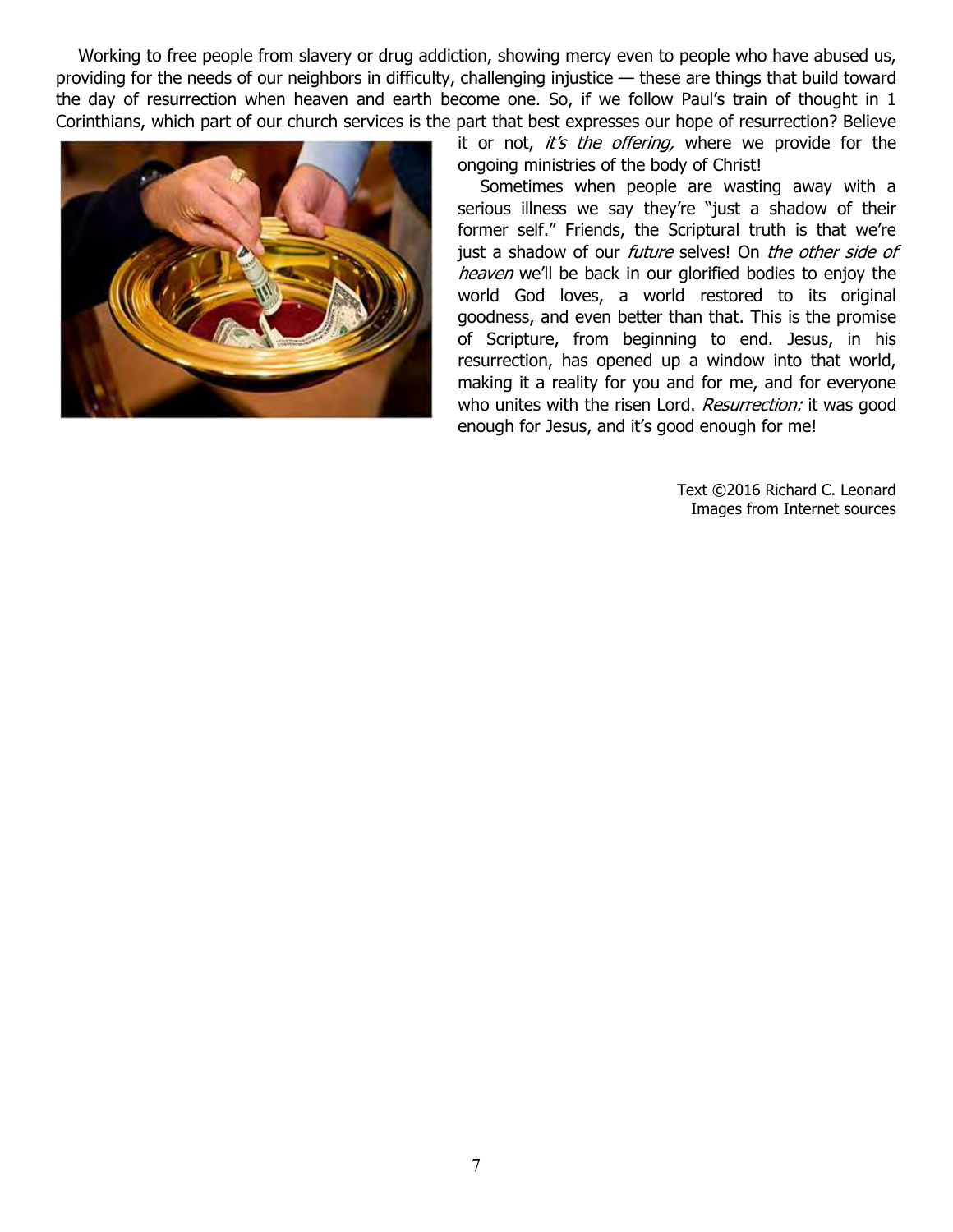Working to free people from slavery or drug addiction, showing mercy even to people who have abused us, providing for the needs of our neighbors in difficulty, challenging injustice — these are things that build toward the day of resurrection when heaven and earth become one. So, if we follow Paul's train of thought in 1 Corinthians, which part of our church services is the part that best expresses our hope of resurrection? Believe it or not, *it's the offering,* where we provide for the ongoing ministries of the body of Christ!

Sometimes when people are wasting away with a serious illness we say they're "just a shadow of their former self." Friends, the Scriptural truth is that we're just a shadow of our *future* selves! On *the other side of heaven* we'll be back in our glorified bodies to enjoy the world God loves, a world restored to its original goodness, and even better than that. This is the promise of Scripture, from beginning to end. Jesus, in his resurrection, has opened up a window into that world, making it a reality for you and for me, and for everyone who unites with the risen Lord. *Resurrection:* it was good enough for Jesus, and it's good enough for me!

Text ©2016 Richard C. Leonard
Images from Internet sources